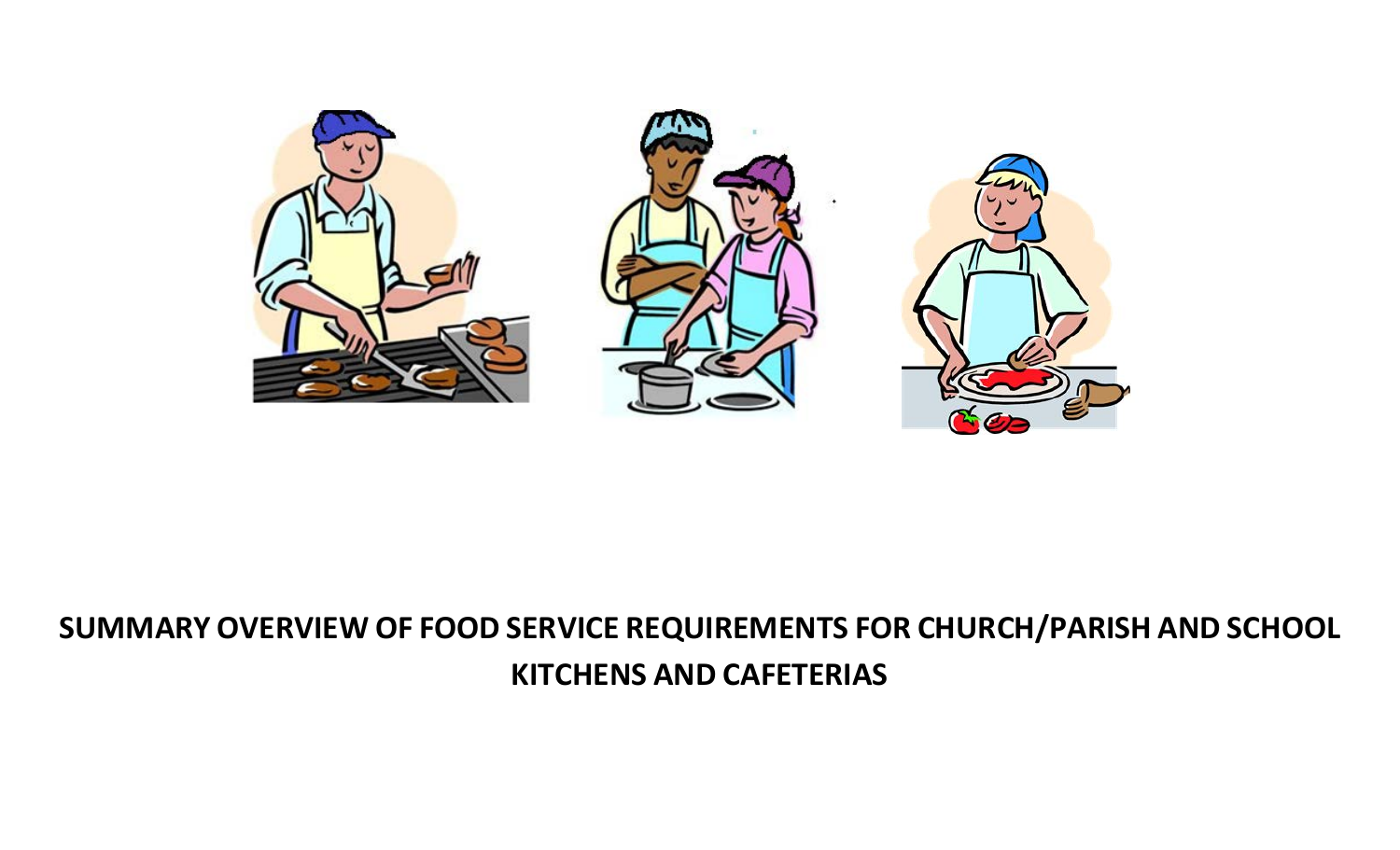# SUMMARY OVERVIEW OF FOOD SERVICE REQUIREMENTS FOR CHURCH/PARISH AND SCHOOL KITCHENS AND CAFETERIAS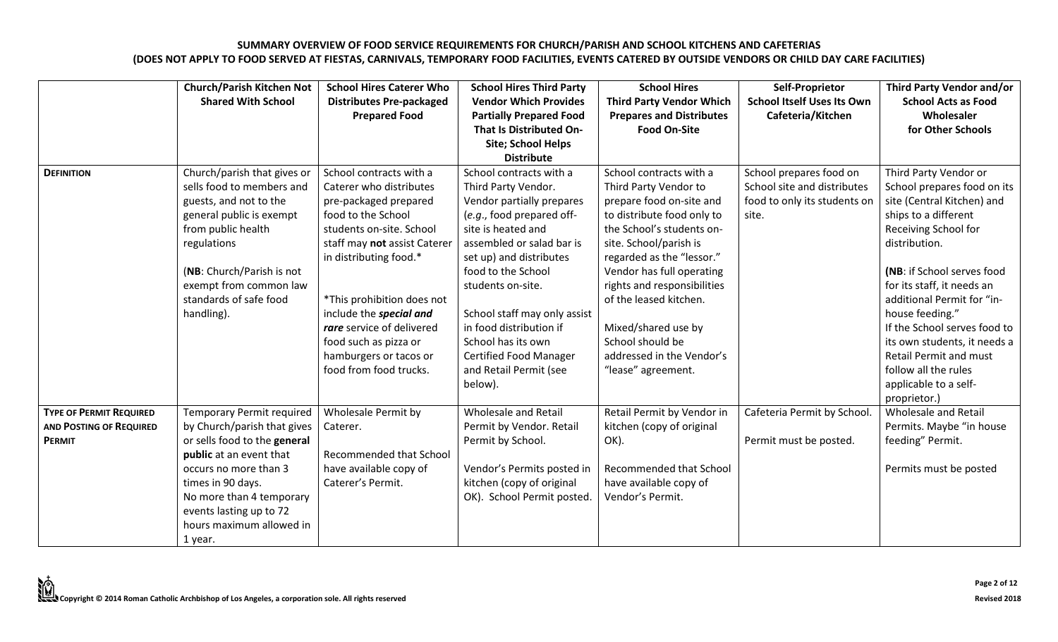**SUMMARY OVERVIEW OF FOOD SERVICE REQUIREMENTS FOR CHURCH/PARISH AND SCHOOL KITCHENS AND CAFETERIAS**
**(DOES NOT APPLY TO FOOD SERVED AT FIESTAS, CARNIVALS, TEMPORARY FOOD FACILITIES, EVENTS CATERED BY OUTSIDE VENDORS OR CHILD DAY CARE FACILITIES)**

| | **Church/Parish Kitchen Not Shared With School** | **School Hires Caterer Who Distributes Pre-packaged Prepared Food** | **School Hires Third Party Vendor Which Provides Partially Prepared Food That Is Distributed On-Site; School Helps Distribute** | **School Hires Third Party Vendor Which Prepares and Distributes Food On-Site** | **Self-Proprietor School Itself Uses Its Own Cafeteria/Kitchen** | **Third Party Vendor and/or School Acts as Food Wholesaler for Other Schools** |
|---|---|---|---|---|---|---|
| **DEFINITION** | Church/parish that gives or sells food to members and guests, and not to the general public is exempt from public health regulations<br><br>(**NB**: Church/Parish is not exempt from common law standards of safe food handling). | School contracts with a Caterer who distributes pre-packaged prepared food to the School students on-site. School staff may **not** assist Caterer in distributing food.*<br><br>*This prohibition does not include the ***special and rare*** service of delivered food such as pizza or hamburgers or tacos or food from food trucks. | School contracts with a Third Party Vendor. Vendor partially prepares (*e.g.*, food prepared off-site is heated and assembled or salad bar is set up) and distributes food to the School students on-site.<br><br>School staff may only assist in food distribution if School has its own Certified Food Manager and Retail Permit (see below). | School contracts with a Third Party Vendor to prepare food on-site and to distribute food only to the School's students on-site. School/parish is regarded as the "lessor." Vendor has full operating rights and responsibilities of the leased kitchen.<br><br>Mixed/shared use by School should be addressed in the Vendor's "lease" agreement. | School prepares food on School site and distributes food to only its students on site. | Third Party Vendor or School prepares food on its site (Central Kitchen) and ships to a different Receiving School for distribution.<br><br>(**NB**: if School serves food for its staff, it needs an additional Permit for "in-house feeding."<br>If the School serves food to its own students, it needs a Retail Permit and must follow all the rules applicable to a self-proprietor.) |
| **TYPE OF PERMIT REQUIRED AND POSTING OF REQUIRED PERMIT** | Temporary Permit required by Church/parish that gives or sells food to the **general public** at an event that occurs no more than 3 times in 90 days.<br>No more than 4 temporary events lasting up to 72 hours maximum allowed in 1 year. | Wholesale Permit by Caterer.<br><br>Recommended that School have available copy of Caterer's Permit. | Wholesale and Retail Permit by Vendor. Retail Permit by School.<br><br>Vendor's Permits posted in kitchen (copy of original OK). School Permit posted. | Retail Permit by Vendor in kitchen (copy of original OK).<br><br>Recommended that School have available copy of Vendor's Permit. | Cafeteria Permit by School.<br><br>Permit must be posted. | Wholesale and Retail Permits. Maybe "in house feeding" Permit.<br><br>Permits must be posted |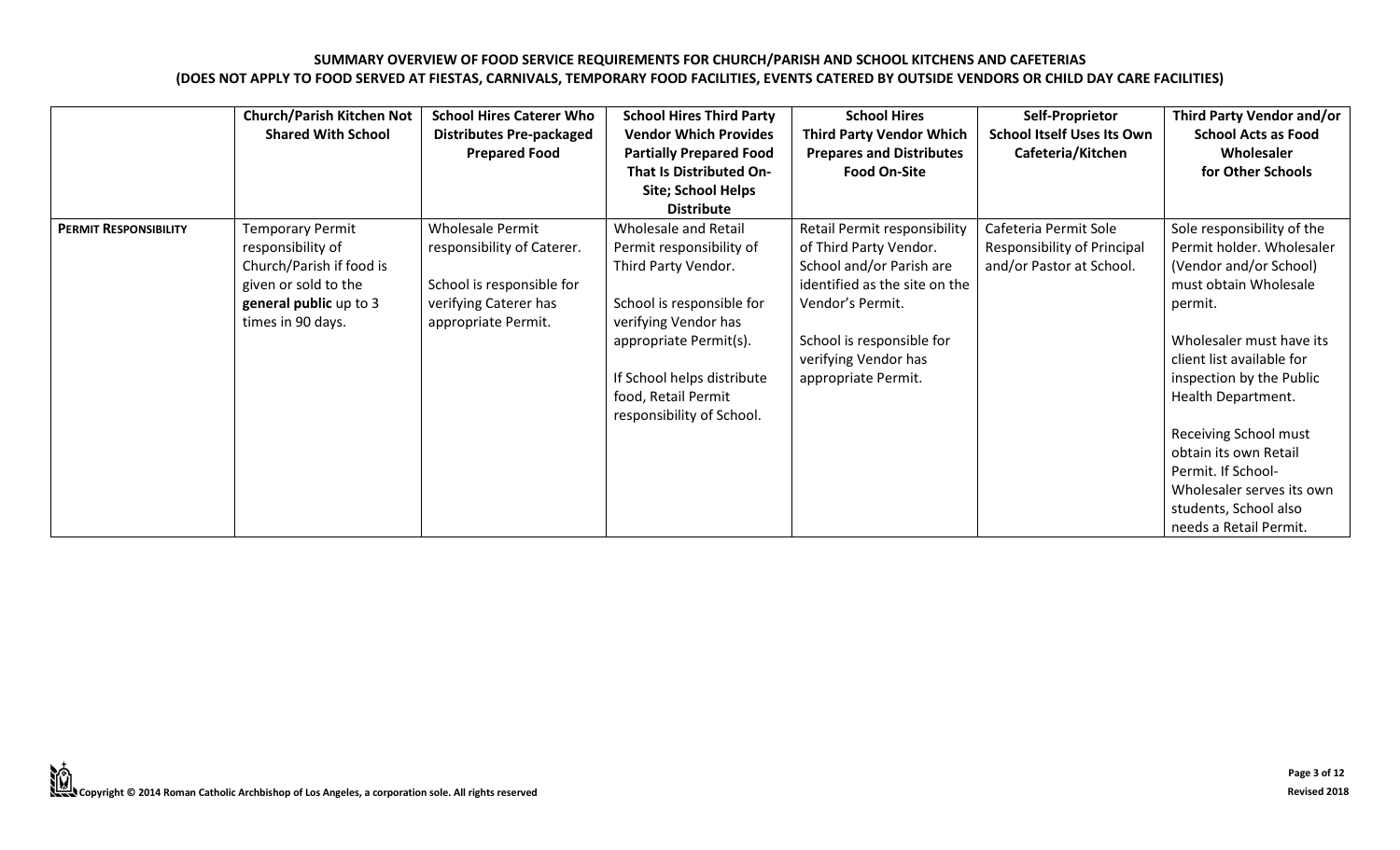**SUMMARY OVERVIEW OF FOOD SERVICE REQUIREMENTS FOR CHURCH/PARISH AND SCHOOL KITCHENS AND CAFETERIAS**
**(DOES NOT APPLY TO FOOD SERVED AT FIESTAS, CARNIVALS, TEMPORARY FOOD FACILITIES, EVENTS CATERED BY OUTSIDE VENDORS OR CHILD DAY CARE FACILITIES)**

| | Church/Parish Kitchen Not Shared With School | School Hires Caterer Who Distributes Pre-packaged Prepared Food | School Hires Third Party Vendor Which Provides Partially Prepared Food That Is Distributed On-Site; School Helps Distribute | School Hires Third Party Vendor Which Prepares and Distributes Food On-Site | Self-Proprietor School Itself Uses Its Own Cafeteria/Kitchen | Third Party Vendor and/or School Acts as Food Wholesaler for Other Schools |
|---|---|---|---|---|---|---|
| **PERMIT RESPONSIBILITY** | Temporary Permit responsibility of Church/Parish if food is given or sold to the **general public** up to 3 times in 90 days. | Wholesale Permit responsibility of Caterer.<br><br>School is responsible for verifying Caterer has appropriate Permit. | Wholesale and Retail Permit responsibility of Third Party Vendor.<br><br>School is responsible for verifying Vendor has appropriate Permit(s).<br><br>If School helps distribute food, Retail Permit responsibility of School. | Retail Permit responsibility of Third Party Vendor. School and/or Parish are identified as the site on the Vendor's Permit.<br><br>School is responsible for verifying Vendor has appropriate Permit. | Cafeteria Permit Sole Responsibility of Principal and/or Pastor at School. | Sole responsibility of the Permit holder. Wholesaler (Vendor and/or School) must obtain Wholesale permit.<br><br>Wholesaler must have its client list available for inspection by the Public Health Department.<br><br>Receiving School must obtain its own Retail Permit. If School-Wholesaler serves its own students, School also needs a Retail Permit. |

Copyright © 2014 Roman Catholic Archbishop of Los Angeles, a corporation sole. All rights reserved

Revised 2018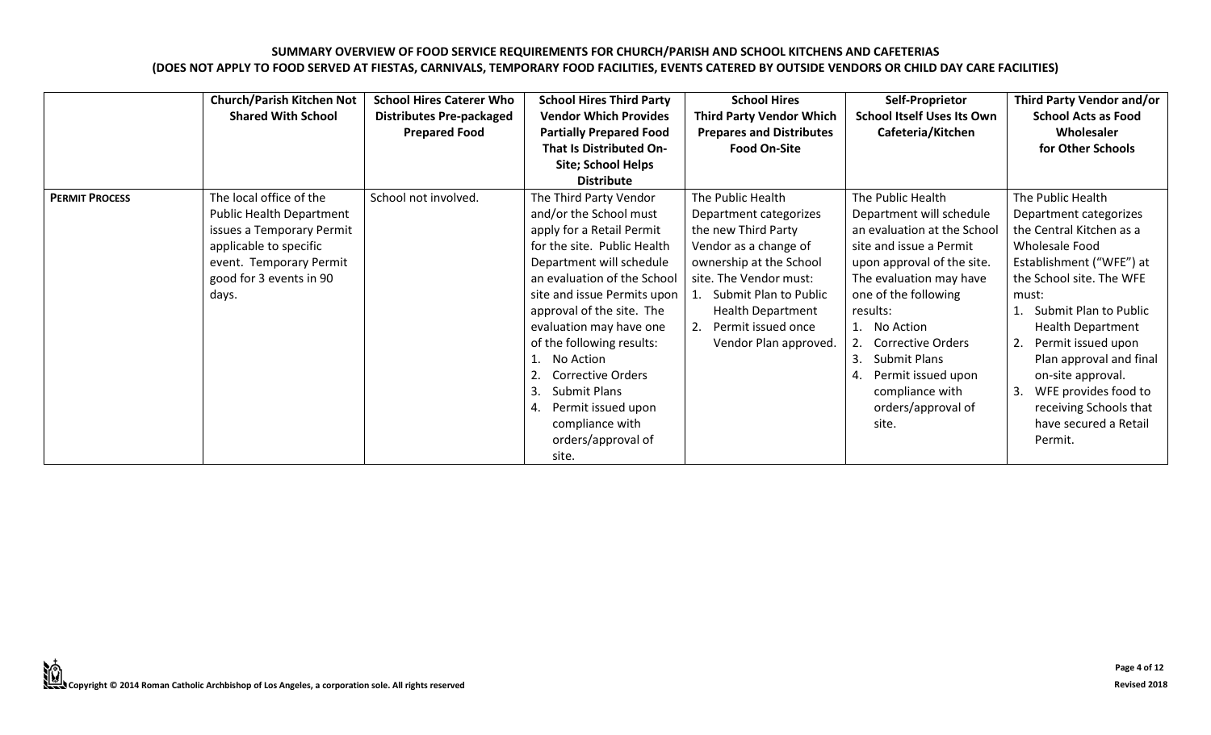**SUMMARY OVERVIEW OF FOOD SERVICE REQUIREMENTS FOR CHURCH/PARISH AND SCHOOL KITCHENS AND CAFETERIAS**
**(DOES NOT APPLY TO FOOD SERVED AT FIESTAS, CARNIVALS, TEMPORARY FOOD FACILITIES, EVENTS CATERED BY OUTSIDE VENDORS OR CHILD DAY CARE FACILITIES)**

| | Church/Parish Kitchen Not Shared With School | School Hires Caterer Who Distributes Pre-packaged Prepared Food | School Hires Third Party Vendor Which Provides Partially Prepared Food That Is Distributed On-Site; School Helps Distribute | School Hires Third Party Vendor Which Prepares and Distributes Food On-Site | Self-Proprietor School Itself Uses Its Own Cafeteria/Kitchen | Third Party Vendor and/or School Acts as Food Wholesaler for Other Schools |
|---|---|---|---|---|---|---|
| **PERMIT PROCESS** | The local office of the Public Health Department issues a Temporary Permit applicable to specific event. Temporary Permit good for 3 events in 90 days. | School not involved. | The Third Party Vendor and/or the School must apply for a Retail Permit for the site. Public Health Department will schedule an evaluation of the School site and issue Permits upon approval of the site. The evaluation may have one of the following results:<br>1. No Action<br>2. Corrective Orders<br>3. Submit Plans<br>4. Permit issued upon compliance with orders/approval of site. | The Public Health Department categorizes the new Third Party Vendor as a change of ownership at the School site. The Vendor must:<br>1. Submit Plan to Public Health Department<br>2. Permit issued once Vendor Plan approved. | The Public Health Department will schedule an evaluation at the School site and issue a Permit upon approval of the site. The evaluation may have one of the following results:<br>1. No Action<br>2. Corrective Orders<br>3. Submit Plans<br>4. Permit issued upon compliance with orders/approval of site. | The Public Health Department categorizes the Central Kitchen as a Wholesale Food Establishment ("WFE") at the School site. The WFE must:<br>1. Submit Plan to Public Health Department<br>2. Permit issued upon Plan approval and final on-site approval.<br>3. WFE provides food to receiving Schools that have secured a Retail Permit. |

Copyright © 2014 Roman Catholic Archbishop of Los Angeles, a corporation sole. All rights reserved

Revised 2018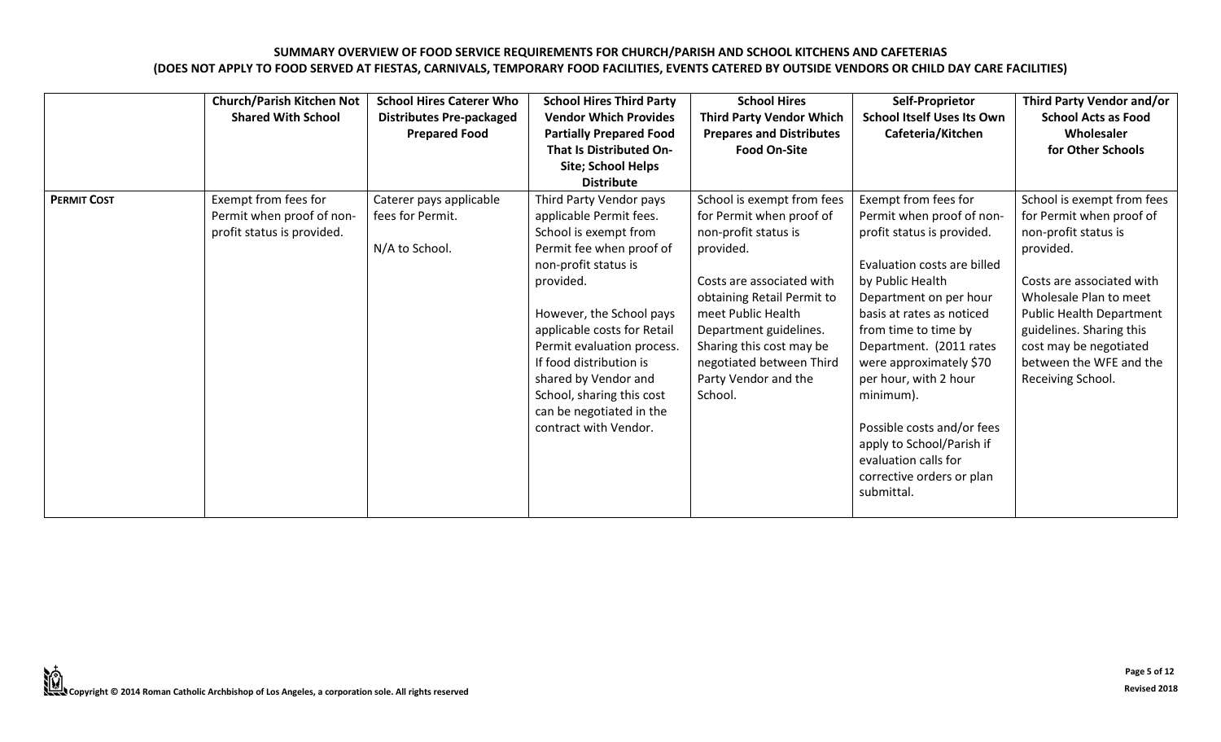**SUMMARY OVERVIEW OF FOOD SERVICE REQUIREMENTS FOR CHURCH/PARISH AND SCHOOL KITCHENS AND CAFETERIAS**
**(DOES NOT APPLY TO FOOD SERVED AT FIESTAS, CARNIVALS, TEMPORARY FOOD FACILITIES, EVENTS CATERED BY OUTSIDE VENDORS OR CHILD DAY CARE FACILITIES)**

| | Church/Parish Kitchen Not Shared With School | School Hires Caterer Who Distributes Pre-packaged Prepared Food | School Hires Third Party Vendor Which Provides Partially Prepared Food That Is Distributed On-Site; School Helps Distribute | School Hires Third Party Vendor Which Prepares and Distributes Food On-Site | Self-Proprietor School Itself Uses Its Own Cafeteria/Kitchen | Third Party Vendor and/or School Acts as Food Wholesaler for Other Schools |
|---|---|---|---|---|---|---|
| **PERMIT COST** | Exempt from fees for Permit when proof of non-profit status is provided. | Caterer pays applicable fees for Permit.<br><br>N/A to School. | Third Party Vendor pays applicable Permit fees. School is exempt from Permit fee when proof of non-profit status is provided.<br><br>However, the School pays applicable costs for Retail Permit evaluation process. If food distribution is shared by Vendor and School, sharing this cost can be negotiated in the contract with Vendor. | School is exempt from fees for Permit when proof of non-profit status is provided.<br><br>Costs are associated with obtaining Retail Permit to meet Public Health Department guidelines. Sharing this cost may be negotiated between Third Party Vendor and the School. | Exempt from fees for Permit when proof of non-profit status is provided.<br><br>Evaluation costs are billed by Public Health Department on per hour basis at rates as noticed from time to time by Department. (2011 rates were approximately $70 per hour, with 2 hour minimum).<br><br>Possible costs and/or fees apply to School/Parish if evaluation calls for corrective orders or plan submittal. | School is exempt from fees for Permit when proof of non-profit status is provided.<br><br>Costs are associated with Wholesale Plan to meet Public Health Department guidelines. Sharing this cost may be negotiated between the WFE and the Receiving School. |

Copyright © 2014 Roman Catholic Archbishop of Los Angeles, a corporation sole. All rights reserved

Revised 2018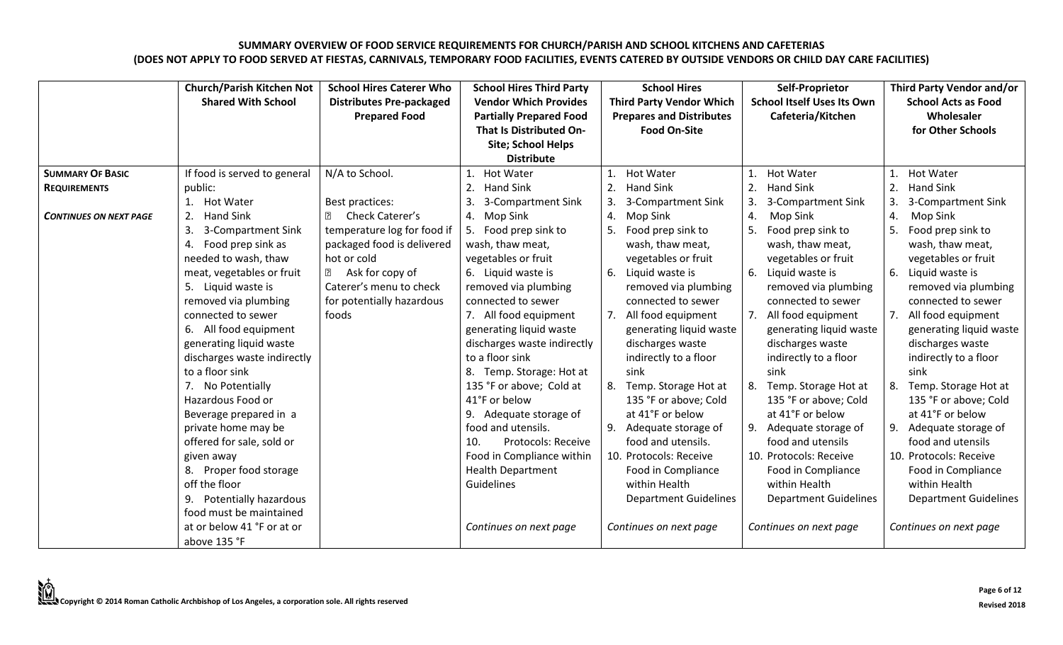# SUMMARY OVERVIEW OF FOOD SERVICE REQUIREMENTS FOR CHURCH/PARISH AND SCHOOL KITCHENS AND CAFETERIAS

## (DOES NOT APPLY TO FOOD SERVED AT FIESTAS, CARNIVALS, TEMPORARY FOOD FACILITIES, EVENTS CATERED BY OUTSIDE VENDORS OR CHILD DAY CARE FACILITIES)

| | Church/Parish Kitchen Not Shared With School | School Hires Caterer Who Distributes Pre-packaged Prepared Food | School Hires Third Party Vendor Which Provides Partially Prepared Food That Is Distributed On-Site; School Helps Distribute | School Hires Third Party Vendor Which Prepares and Distributes Food On-Site | Self-Proprietor School Itself Uses Its Own Cafeteria/Kitchen | Third Party Vendor and/or School Acts as Food Wholesaler for Other Schools |
|---|---|---|---|---|---|---|
| **SUMMARY OF BASIC REQUIREMENTS**<br><br>***CONTINUES ON NEXT PAGE*** | If food is served to general public:<br>1. Hot Water<br>2. Hand Sink<br>3. 3-Compartment Sink<br>4. Food prep sink as needed to wash, thaw meat, vegetables or fruit<br>5. Liquid waste is removed via plumbing connected to sewer<br>6. All food equipment generating liquid waste discharges waste indirectly to a floor sink<br>7. No Potentially Hazardous Food or Beverage prepared in a private home may be offered for sale, sold or given away<br>8. Proper food storage off the floor<br>9. Potentially hazardous food must be maintained at or below 41 °F or at or above 135 °F | N/A to School.<br><br>Best practices:<br>- Check Caterer's temperature log for food if packaged food is delivered hot or cold<br>- Ask for copy of Caterer's menu to check for potentially hazardous foods | 1. Hot Water<br>2. Hand Sink<br>3. 3-Compartment Sink<br>4. Mop Sink<br>5. Food prep sink to wash, thaw meat, vegetables or fruit<br>6. Liquid waste is removed via plumbing connected to sewer<br>7. All food equipment generating liquid waste discharges waste indirectly to a floor sink<br>8. Temp. Storage: Hot at 135 °F or above; Cold at 41°F or below<br>9. Adequate storage of food and utensils.<br>10. Protocols: Receive Food in Compliance within Health Department Guidelines<br><br>*Continues on next page* | 1. Hot Water<br>2. Hand Sink<br>3. 3-Compartment Sink<br>4. Mop Sink<br>5. Food prep sink to wash, thaw meat, vegetables or fruit<br>6. Liquid waste is removed via plumbing connected to sewer<br>7. All food equipment generating liquid waste discharges waste indirectly to a floor sink<br>8. Temp. Storage Hot at 135 °F or above; Cold at 41°F or below<br>9. Adequate storage of food and utensils.<br>10. Protocols: Receive Food in Compliance within Health Department Guidelines<br><br>*Continues on next page* | 1. Hot Water<br>2. Hand Sink<br>3. 3-Compartment Sink<br>4. Mop Sink<br>5. Food prep sink to wash, thaw meat, vegetables or fruit<br>6. Liquid waste is removed via plumbing connected to sewer<br>7. All food equipment generating liquid waste discharges waste indirectly to a floor sink<br>8. Temp. Storage Hot at 135 °F or above; Cold at 41°F or below<br>9. Adequate storage of food and utensils<br>10. Protocols: Receive Food in Compliance within Health Department Guidelines<br><br>*Continues on next page* | 1. Hot Water<br>2. Hand Sink<br>3. 3-Compartment Sink<br>4. Mop Sink<br>5. Food prep sink to wash, thaw meat, vegetables or fruit<br>6. Liquid waste is removed via plumbing connected to sewer<br>7. All food equipment generating liquid waste discharges waste indirectly to a floor sink<br>8. Temp. Storage Hot at 135 °F or above; Cold at 41°F or below<br>9. Adequate storage of food and utensils<br>10. Protocols: Receive Food in Compliance within Health Department Guidelines<br><br>*Continues on next page* |

Copyright © 2014 Roman Catholic Archbishop of Los Angeles, a corporation sole. All rights reserved

Revised 2018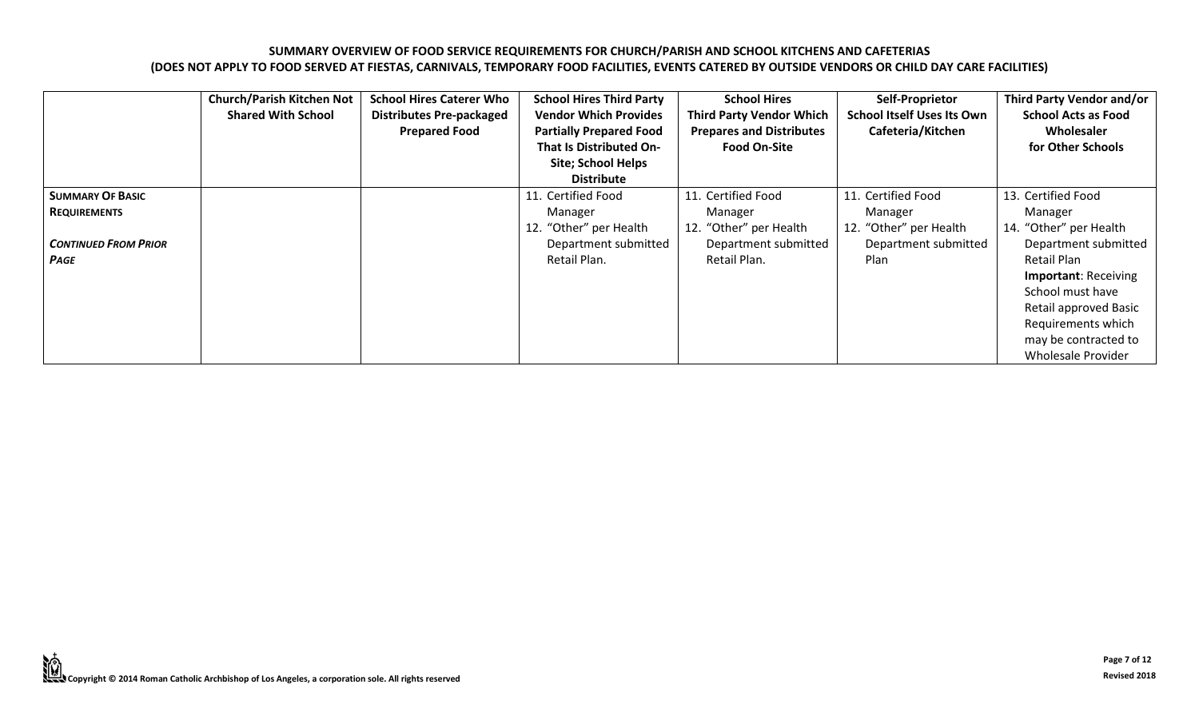**SUMMARY OVERVIEW OF FOOD SERVICE REQUIREMENTS FOR CHURCH/PARISH AND SCHOOL KITCHENS AND CAFETERIAS**
**(DOES NOT APPLY TO FOOD SERVED AT FIESTAS, CARNIVALS, TEMPORARY FOOD FACILITIES, EVENTS CATERED BY OUTSIDE VENDORS OR CHILD DAY CARE FACILITIES)**

| | **Church/Parish Kitchen Not Shared With School** | **School Hires Caterer Who Distributes Pre-packaged Prepared Food** | **School Hires Third Party Vendor Which Provides Partially Prepared Food That Is Distributed On-Site; School Helps Distribute** | **School Hires Third Party Vendor Which Prepares and Distributes Food On-Site** | **Self-Proprietor School Itself Uses Its Own Cafeteria/Kitchen** | **Third Party Vendor and/or School Acts as Food Wholesaler for Other Schools** |
|---|---|---|---|---|---|---|
| **SUMMARY OF BASIC REQUIREMENTS** <br><br> ***CONTINUED FROM PRIOR PAGE*** | | | 11. Certified Food Manager <br> 12. "Other" per Health Department submitted Retail Plan. | 11. Certified Food Manager <br> 12. "Other" per Health Department submitted Retail Plan. | 11. Certified Food Manager <br> 12. "Other" per Health Department submitted Plan | 13. Certified Food Manager <br> 14. "Other" per Health Department submitted Retail Plan <br> **Important**: Receiving School must have Retail approved Basic Requirements which may be contracted to Wholesale Provider |

Copyright © 2014 Roman Catholic Archbishop of Los Angeles, a corporation sole. All rights reserved

Revised 2018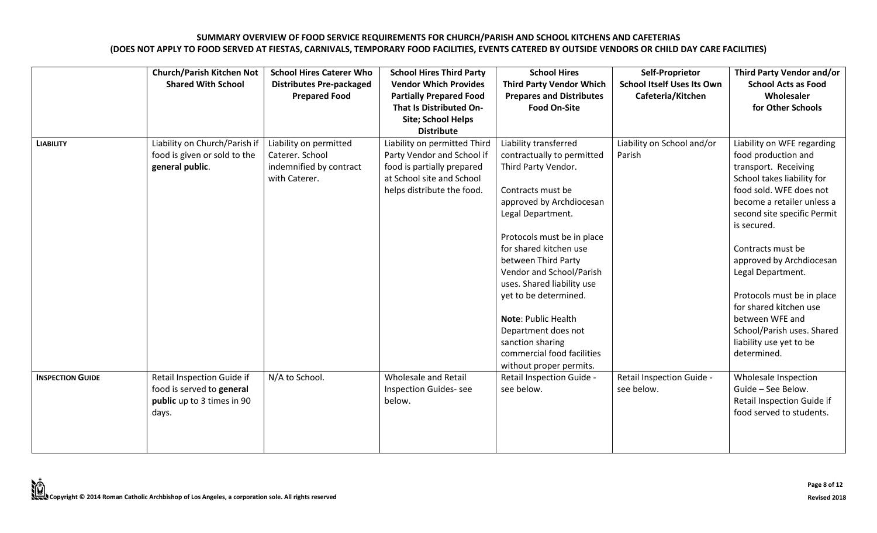**SUMMARY OVERVIEW OF FOOD SERVICE REQUIREMENTS FOR CHURCH/PARISH AND SCHOOL KITCHENS AND CAFETERIAS**
**(DOES NOT APPLY TO FOOD SERVED AT FIESTAS, CARNIVALS, TEMPORARY FOOD FACILITIES, EVENTS CATERED BY OUTSIDE VENDORS OR CHILD DAY CARE FACILITIES)**

| | Church/Parish Kitchen Not Shared With School | School Hires Caterer Who Distributes Pre-packaged Prepared Food | School Hires Third Party Vendor Which Provides Partially Prepared Food That Is Distributed On-Site; School Helps Distribute | School Hires Third Party Vendor Which Prepares and Distributes Food On-Site | Self-Proprietor School Itself Uses Its Own Cafeteria/Kitchen | Third Party Vendor and/or School Acts as Food Wholesaler for Other Schools |
|---|---|---|---|---|---|---|
| **LIABILITY** | Liability on Church/Parish if food is given or sold to the **general public**. | Liability on permitted Caterer. School indemnified by contract with Caterer. | Liability on permitted Third Party Vendor and School if food is partially prepared at School site and School helps distribute the food. | Liability transferred contractually to permitted Third Party Vendor.<br><br>Contracts must be approved by Archdiocesan Legal Department.<br><br>Protocols must be in place for shared kitchen use between Third Party Vendor and School/Parish uses. Shared liability use yet to be determined.<br><br>**Note**: Public Health Department does not sanction sharing commercial food facilities without proper permits. | Liability on School and/or Parish | Liability on WFE regarding food production and transport. Receiving School takes liability for food sold. WFE does not become a retailer unless a second site specific Permit is secured.<br><br>Contracts must be approved by Archdiocesan Legal Department.<br><br>Protocols must be in place for shared kitchen use between WFE and School/Parish uses. Shared liability use yet to be determined. |
| **INSPECTION GUIDE** | Retail Inspection Guide if food is served to **general public** up to 3 times in 90 days. | N/A to School. | Wholesale and Retail Inspection Guides- see below. | Retail Inspection Guide - see below. | Retail Inspection Guide - see below. | Wholesale Inspection Guide – See Below. Retail Inspection Guide if food served to students. |

Copyright © 2014 Roman Catholic Archbishop of Los Angeles, a corporation sole. All rights reserved

Revised 2018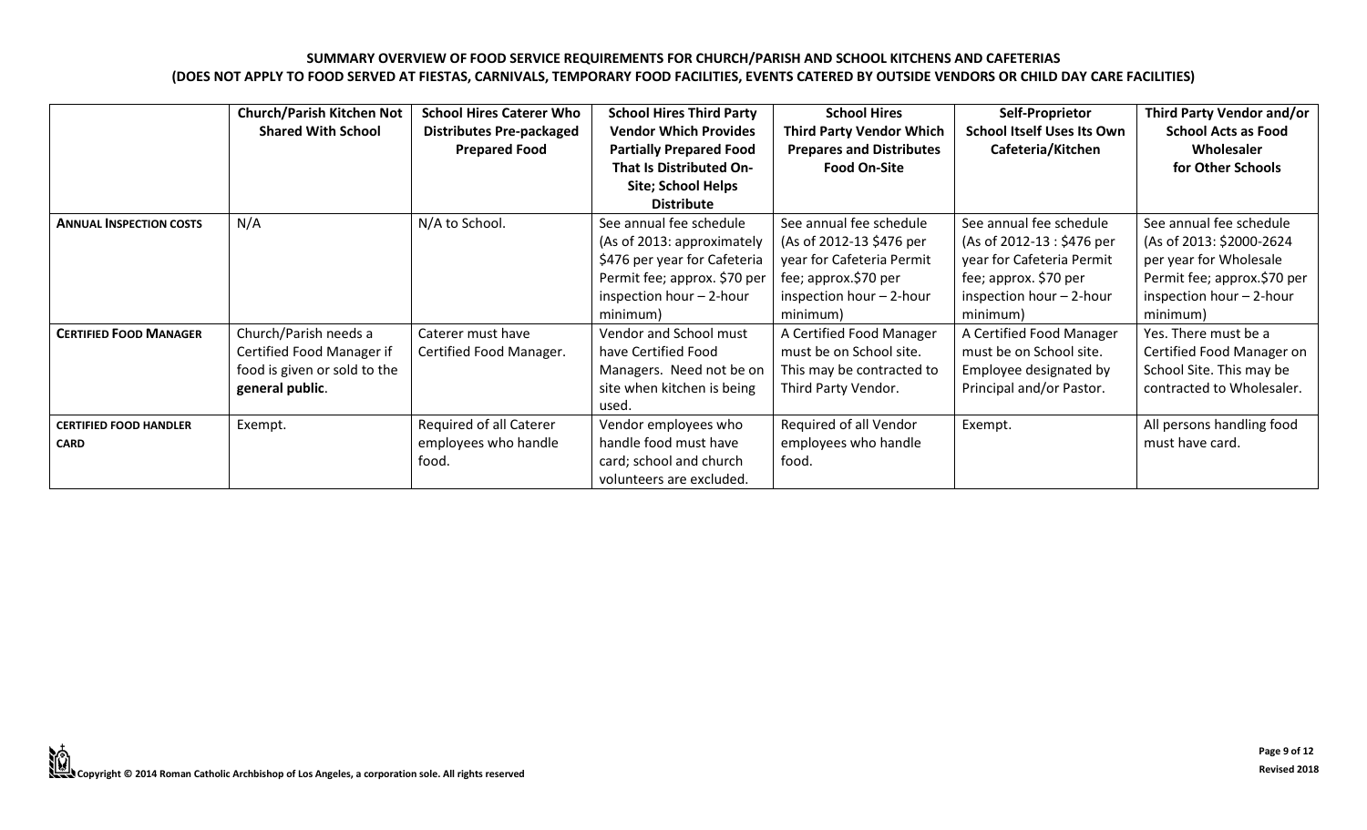**SUMMARY OVERVIEW OF FOOD SERVICE REQUIREMENTS FOR CHURCH/PARISH AND SCHOOL KITCHENS AND CAFETERIAS**
**(DOES NOT APPLY TO FOOD SERVED AT FIESTAS, CARNIVALS, TEMPORARY FOOD FACILITIES, EVENTS CATERED BY OUTSIDE VENDORS OR CHILD DAY CARE FACILITIES)**

| | **Church/Parish Kitchen Not Shared With School** | **School Hires Caterer Who Distributes Pre-packaged Prepared Food** | **School Hires Third Party Vendor Which Provides Partially Prepared Food That Is Distributed On-Site; School Helps Distribute** | **School Hires Third Party Vendor Which Prepares and Distributes Food On-Site** | **Self-Proprietor School Itself Uses Its Own Cafeteria/Kitchen** | **Third Party Vendor and/or School Acts as Food Wholesaler for Other Schools** |
|---|---|---|---|---|---|---|
| **ANNUAL INSPECTION COSTS** | N/A | N/A to School. | See annual fee schedule (As of 2013: approximately $476 per year for Cafeteria Permit fee; approx. $70 per inspection hour – 2-hour minimum) | See annual fee schedule (As of 2012-13 $476 per year for Cafeteria Permit fee; approx.$70 per inspection hour – 2-hour minimum) | See annual fee schedule (As of 2012-13 : $476 per year for Cafeteria Permit fee; approx. $70 per inspection hour – 2-hour minimum) | See annual fee schedule (As of 2013: $2000-2624 per year for Wholesale Permit fee; approx.$70 per inspection hour – 2-hour minimum) |
| **CERTIFIED FOOD MANAGER** | Church/Parish needs a Certified Food Manager if food is given or sold to the **general public**. | Caterer must have Certified Food Manager. | Vendor and School must have Certified Food Managers. Need not be on site when kitchen is being used. | A Certified Food Manager must be on School site. This may be contracted to Third Party Vendor. | A Certified Food Manager must be on School site. Employee designated by Principal and/or Pastor. | Yes. There must be a Certified Food Manager on School Site. This may be contracted to Wholesaler. |
| **CERTIFIED FOOD HANDLER CARD** | Exempt. | Required of all Caterer employees who handle food. | Vendor employees who handle food must have card; school and church volunteers are excluded. | Required of all Vendor employees who handle food. | Exempt. | All persons handling food must have card. |

Copyright © 2014 Roman Catholic Archbishop of Los Angeles, a corporation sole. All rights reserved

Revised 2018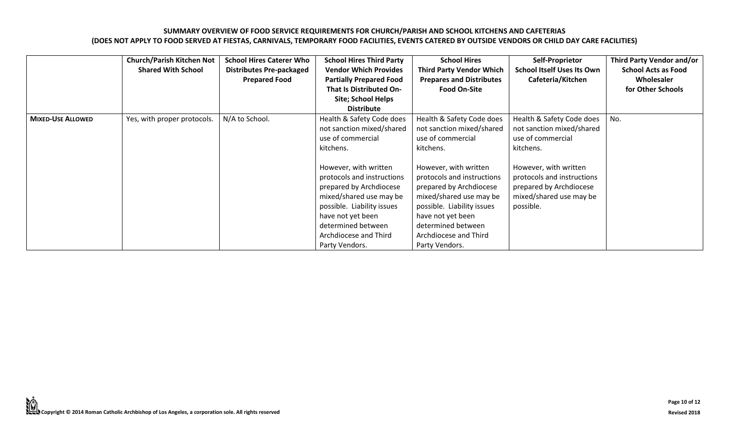**SUMMARY OVERVIEW OF FOOD SERVICE REQUIREMENTS FOR CHURCH/PARISH AND SCHOOL KITCHENS AND CAFETERIAS**
**(DOES NOT APPLY TO FOOD SERVED AT FIESTAS, CARNIVALS, TEMPORARY FOOD FACILITIES, EVENTS CATERED BY OUTSIDE VENDORS OR CHILD DAY CARE FACILITIES)**

| | Church/Parish Kitchen Not Shared With School | School Hires Caterer Who Distributes Pre-packaged Prepared Food | School Hires Third Party Vendor Which Provides Partially Prepared Food That Is Distributed On-Site; School Helps Distribute | School Hires Third Party Vendor Which Prepares and Distributes Food On-Site | Self-Proprietor School Itself Uses Its Own Cafeteria/Kitchen | Third Party Vendor and/or School Acts as Food Wholesaler for Other Schools |
|---|---|---|---|---|---|---|
| **Mixed-Use Allowed** | Yes, with proper protocols. | N/A to School. | Health & Safety Code does not sanction mixed/shared use of commercial kitchens.<br><br>However, with written protocols and instructions prepared by Archdiocese mixed/shared use may be possible. Liability issues have not yet been determined between Archdiocese and Third Party Vendors. | Health & Safety Code does not sanction mixed/shared use of commercial kitchens.<br><br>However, with written protocols and instructions prepared by Archdiocese mixed/shared use may be possible. Liability issues have not yet been determined between Archdiocese and Third Party Vendors. | Health & Safety Code does not sanction mixed/shared use of commercial kitchens.<br><br>However, with written protocols and instructions prepared by Archdiocese mixed/shared use may be possible. | No. |

Copyright © 2014 Roman Catholic Archbishop of Los Angeles, a corporation sole. All rights reserved

Revised 2018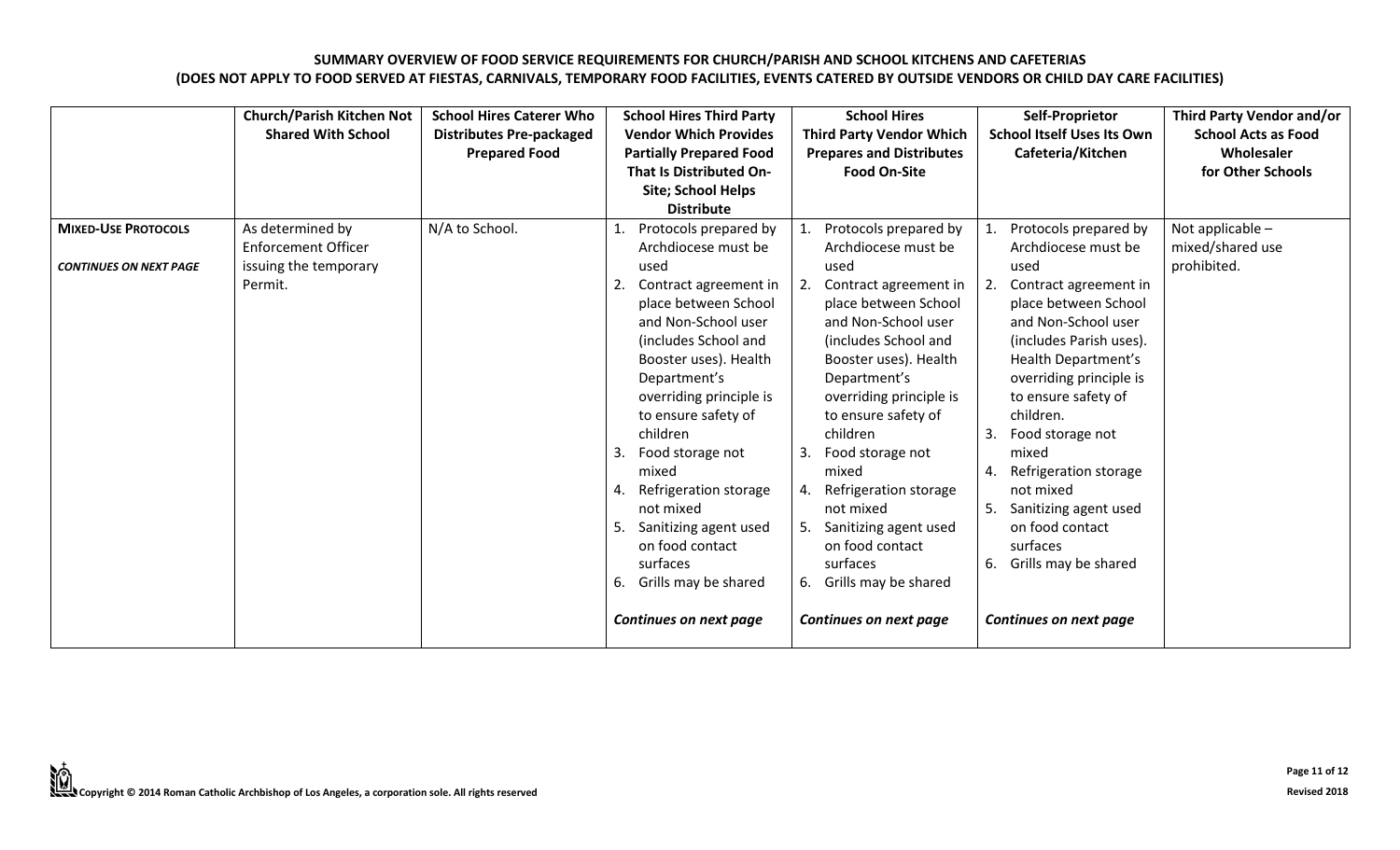**SUMMARY OVERVIEW OF FOOD SERVICE REQUIREMENTS FOR CHURCH/PARISH AND SCHOOL KITCHENS AND CAFETERIAS**
**(DOES NOT APPLY TO FOOD SERVED AT FIESTAS, CARNIVALS, TEMPORARY FOOD FACILITIES, EVENTS CATERED BY OUTSIDE VENDORS OR CHILD DAY CARE FACILITIES)**

| | Church/Parish Kitchen Not Shared With School | School Hires Caterer Who Distributes Pre-packaged Prepared Food | School Hires Third Party Vendor Which Provides Partially Prepared Food That Is Distributed On-Site; School Helps Distribute | School Hires Third Party Vendor Which Prepares and Distributes Food On-Site | Self-Proprietor School Itself Uses Its Own Cafeteria/Kitchen | Third Party Vendor and/or School Acts as Food Wholesaler for Other Schools |
|---|---|---|---|---|---|---|
| **MIXED-USE PROTOCOLS** *CONTINUES ON NEXT PAGE* | As determined by Enforcement Officer issuing the temporary Permit. | N/A to School. | 1. Protocols prepared by Archdiocese must be used<br>2. Contract agreement in place between School and Non-School user (includes School and Booster uses). Health Department's overriding principle is to ensure safety of children<br>3. Food storage not mixed<br>4. Refrigeration storage not mixed<br>5. Sanitizing agent used on food contact surfaces<br>6. Grills may be shared<br><br>*Continues on next page* | 1. Protocols prepared by Archdiocese must be used<br>2. Contract agreement in place between School and Non-School user (includes School and Booster uses). Health Department's overriding principle is to ensure safety of children<br>3. Food storage not mixed<br>4. Refrigeration storage not mixed<br>5. Sanitizing agent used on food contact surfaces<br>6. Grills may be shared<br><br>*Continues on next page* | 1. Protocols prepared by Archdiocese must be used<br>2. Contract agreement in place between School and Non-School user (includes Parish uses). Health Department's overriding principle is to ensure safety of children.<br>3. Food storage not mixed<br>4. Refrigeration storage not mixed<br>5. Sanitizing agent used on food contact surfaces<br>6. Grills may be shared<br><br>*Continues on next page* | Not applicable – mixed/shared use prohibited. |

Copyright © 2014 Roman Catholic Archbishop of Los Angeles, a corporation sole. All rights reserved

Revised 2018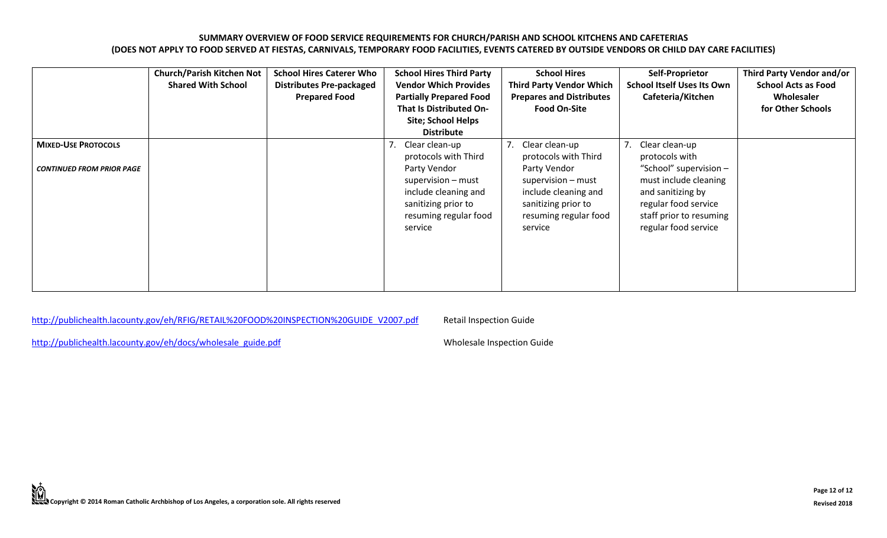**SUMMARY OVERVIEW OF FOOD SERVICE REQUIREMENTS FOR CHURCH/PARISH AND SCHOOL KITCHENS AND CAFETERIAS**
**(DOES NOT APPLY TO FOOD SERVED AT FIESTAS, CARNIVALS, TEMPORARY FOOD FACILITIES, EVENTS CATERED BY OUTSIDE VENDORS OR CHILD DAY CARE FACILITIES)**

| | Church/Parish Kitchen Not Shared With School | School Hires Caterer Who Distributes Pre-packaged Prepared Food | School Hires Third Party Vendor Which Provides Partially Prepared Food That Is Distributed On-Site; School Helps Distribute | School Hires Third Party Vendor Which Prepares and Distributes Food On-Site | Self-Proprietor School Itself Uses Its Own Cafeteria/Kitchen | Third Party Vendor and/or School Acts as Food Wholesaler for Other Schools |
|---|---|---|---|---|---|---|
| **MIXED-USE PROTOCOLS**<br>*CONTINUED FROM PRIOR PAGE* | | | 7. Clear clean-up protocols with Third Party Vendor supervision – must include cleaning and sanitizing prior to resuming regular food service | 7. Clear clean-up protocols with Third Party Vendor supervision – must include cleaning and sanitizing prior to resuming regular food service | 7. Clear clean-up protocols with "School" supervision – must include cleaning and sanitizing by regular food service staff prior to resuming regular food service | |

http://publichealth.lacounty.gov/eh/RFIG/RETAIL%20FOOD%20INSPECTION%20GUIDE_V2007.pdf Retail Inspection Guide

http://publichealth.lacounty.gov/eh/docs/wholesale_guide.pdf Wholesale Inspection Guide

Copyright © 2014 Roman Catholic Archbishop of Los Angeles, a corporation sole. All rights reserved

Revised 2018